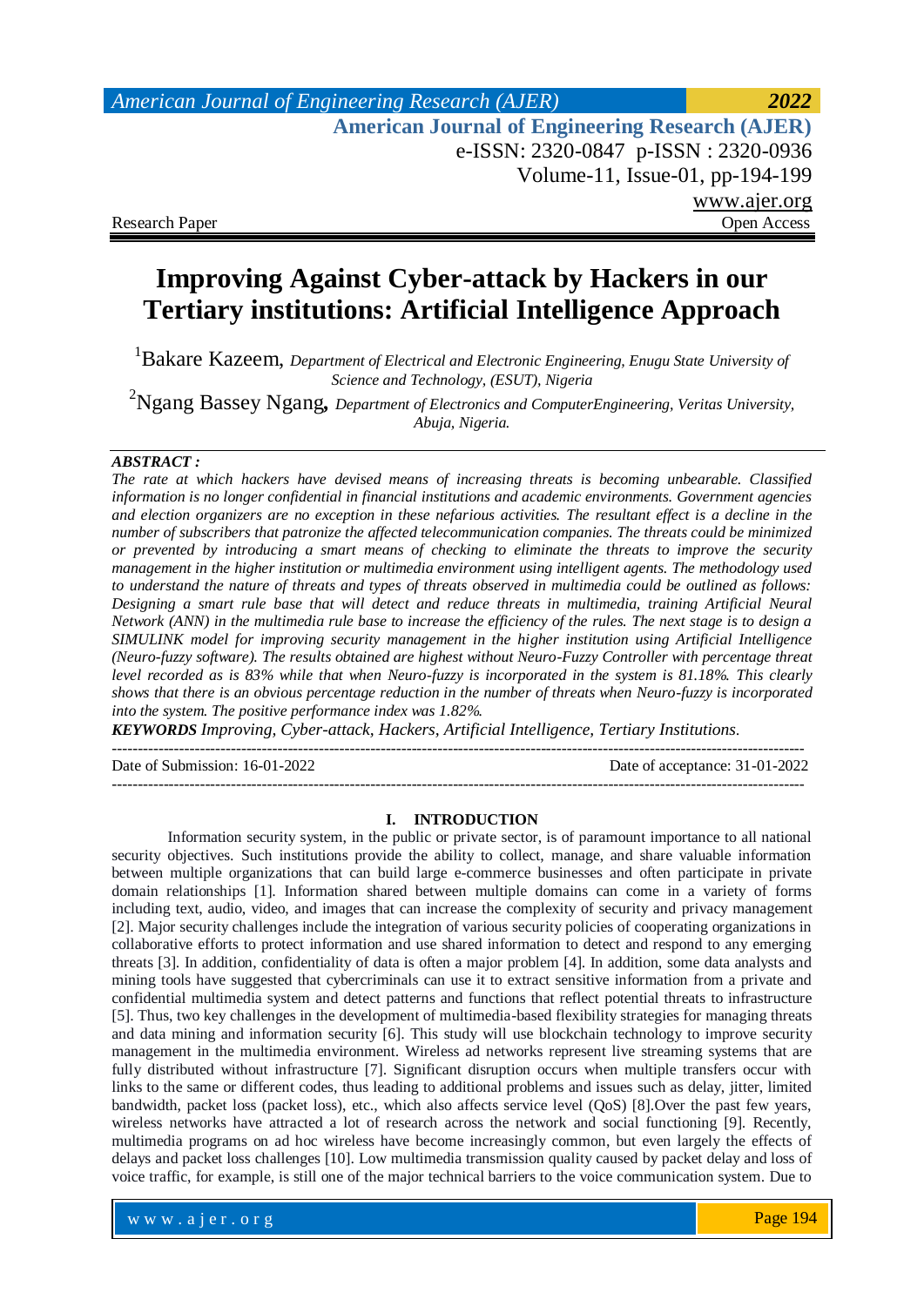Research Paper Open Access

# Improving Against Cyber-attack by Hackers in our Tertiary institutions: Artificial Intelligence Approach

[1]Bakare Kazeem, *Department of Electrical and Electronic Engineering, Enugu State University of Science and Technology, (ESUT), Nigeria*

[2]Ngang Bassey Ngang, *Department of Electronics and ComputerEngineering, Veritas University, Abuja, Nigeria.*

***ABSTRACT :***

*The rate at which hackers have devised means of increasing threats is becoming unbearable. Classified information is no longer confidential in financial institutions and academic environments. Government agencies and election organizers are no exception in these nefarious activities. The resultant effect is a decline in the number of subscribers that patronize the affected telecommunication companies. The threats could be minimized or prevented by introducing a smart means of checking to eliminate the threats to improve the security management in the higher institution or multimedia environment using intelligent agents. The methodology used to understand the nature of threats and types of threats observed in multimedia could be outlined as follows: Designing a smart rule base that will detect and reduce threats in multimedia, training Artificial Neural Network (ANN) in the multimedia rule base to increase the efficiency of the rules. The next stage is to design a SIMULINK model for improving security management in the higher institution using Artificial Intelligence (Neuro-fuzzy software). The results obtained are highest without Neuro-Fuzzy Controller with percentage threat level recorded as is 83% while that when Neuro-fuzzy is incorporated in the system is 81.18%. This clearly shows that there is an obvious percentage reduction in the number of threats when Neuro-fuzzy is incorporated into the system. The positive performance index was 1.82%.*

***KEYWORDS*** *Improving, Cyber-attack, Hackers, Artificial Intelligence, Tertiary Institutions.*

---

Date of Submission: 16-01-2022 Date of acceptance: 31-01-2022

---

## I. INTRODUCTION

Information security system, in the public or private sector, is of paramount importance to all national security objectives. Such institutions provide the ability to collect, manage, and share valuable information between multiple organizations that can build large e-commerce businesses and often participate in private domain relationships [1]. Information shared between multiple domains can come in a variety of forms including text, audio, video, and images that can increase the complexity of security and privacy management [2]. Major security challenges include the integration of various security policies of cooperating organizations in collaborative efforts to protect information and use shared information to detect and respond to any emerging threats [3]. In addition, confidentiality of data is often a major problem [4]. In addition, some data analysts and mining tools have suggested that cybercriminals can use it to extract sensitive information from a private and confidential multimedia system and detect patterns and functions that reflect potential threats to infrastructure [5]. Thus, two key challenges in the development of multimedia-based flexibility strategies for managing threats and data mining and information security [6]. This study will use blockchain technology to improve security management in the multimedia environment. Wireless ad networks represent live streaming systems that are fully distributed without infrastructure [7]. Significant disruption occurs when multiple transfers occur with links to the same or different codes, thus leading to additional problems and issues such as delay, jitter, limited bandwidth, packet loss (packet loss), etc., which also affects service level (QoS) [8].Over the past few years, wireless networks have attracted a lot of research across the network and social functioning [9]. Recently, multimedia programs on ad hoc wireless have become increasingly common, but even largely the effects of delays and packet loss challenges [10]. Low multimedia transmission quality caused by packet delay and loss of voice traffic, for example, is still one of the major technical barriers to the voice communication system. Due to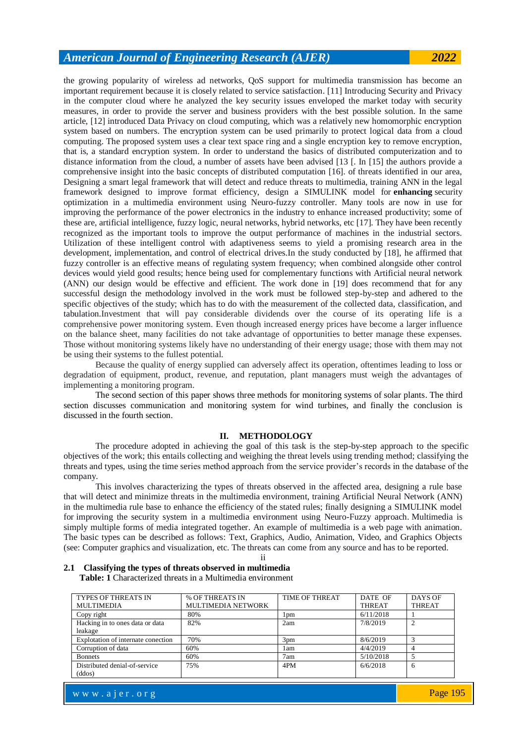the growing popularity of wireless ad networks, QoS support for multimedia transmission has become an important requirement because it is closely related to service satisfaction. [11] Introducing Security and Privacy in the computer cloud where he analyzed the key security issues enveloped the market today with security measures, in order to provide the server and business providers with the best possible solution. In the same article, [12] introduced Data Privacy on cloud computing, which was a relatively new homomorphic encryption system based on numbers. The encryption system can be used primarily to protect logical data from a cloud computing. The proposed system uses a clear text space ring and a single encryption key to remove encryption, that is, a standard encryption system. In order to understand the basics of distributed computerization and to distance information from the cloud, a number of assets have been advised [13 [. In [15] the authors provide a comprehensive insight into the basic concepts of distributed computation [16]. of threats identified in our area, Designing a smart legal framework that will detect and reduce threats to multimedia, training ANN in the legal framework designed to improve format efficiency, design a SIMULINK model for **enhancing** security optimization in a multimedia environment using Neuro-fuzzy controller. Many tools are now in use for improving the performance of the power electronics in the industry to enhance increased productivity; some of these are, artificial intelligence, fuzzy logic, neural networks, hybrid networks, etc [17]. They have been recently recognized as the important tools to improve the output performance of machines in the industrial sectors. Utilization of these intelligent control with adaptiveness seems to yield a promising research area in the development, implementation, and control of electrical drives.In the study conducted by [18], he affirmed that fuzzy controller is an effective means of regulating system frequency; when combined alongside other control devices would yield good results; hence being used for complementary functions with Artificial neural network (ANN) our design would be effective and efficient. The work done in [19] does recommend that for any successful design the methodology involved in the work must be followed step-by-step and adhered to the specific objectives of the study; which has to do with the measurement of the collected data, classification, and tabulation.Investment that will pay considerable dividends over the course of its operating life is a comprehensive power monitoring system. Even though increased energy prices have become a larger influence on the balance sheet, many facilities do not take advantage of opportunities to better manage these expenses. Those without monitoring systems likely have no understanding of their energy usage; those with them may not be using their systems to the fullest potential.

Because the quality of energy supplied can adversely affect its operation, oftentimes leading to loss or degradation of equipment, product, revenue, and reputation, plant managers must weigh the advantages of implementing a monitoring program.

The second section of this paper shows three methods for monitoring systems of solar plants. The third section discusses communication and monitoring system for wind turbines, and finally the conclusion is discussed in the fourth section.

## II. METHODOLOGY

The procedure adopted in achieving the goal of this task is the step-by-step approach to the specific objectives of the work; this entails collecting and weighing the threat levels using trending method; classifying the threats and types, using the time series method approach from the service provider's records in the database of the company.

This involves characterizing the types of threats observed in the affected area, designing a rule base that will detect and minimize threats in the multimedia environment, training Artificial Neural Network (ANN) in the multimedia rule base to enhance the efficiency of the stated rules; finally designing a SIMULINK model for improving the security system in a multimedia environment using Neuro-Fuzzy approach. Multimedia is simply multiple forms of media integrated together. An example of multimedia is a web page with animation. The basic types can be described as follows: Text, Graphics, Audio, Animation, Video, and Graphics Objects (see: Computer graphics and visualization, etc. The threats can come from any source and has to be reported.

ii

### 2.1 Classifying the types of threats observed in multimedia

**Table: 1** Characterized threats in a Multimedia environment

| TYPES OF THREATS IN MULTIMEDIA | % OF THREATS IN MULTIMEDIA NETWORK | TIME OF THREAT | DATE OF THREAT | DAYS OF THREAT |
|---|---|---|---|---|
| Copy right | 80% | 1pm | 6/11/2018 | 1 |
| Hacking in to ones data or data leakage | 82% | 2am | 7/8/2019 | 2 |
| Explotation of internate conection | 70% | 3pm | 8/6/2019 | 3 |
| Corruption of data | 60% | 1am | 4/4/2019 | 4 |
| Bonnets | 60% | 7am | 5/10/2018 | 5 |
| Distributed denial-of-service (ddos) | 75% | 4PM | 6/6/2018 | 6 |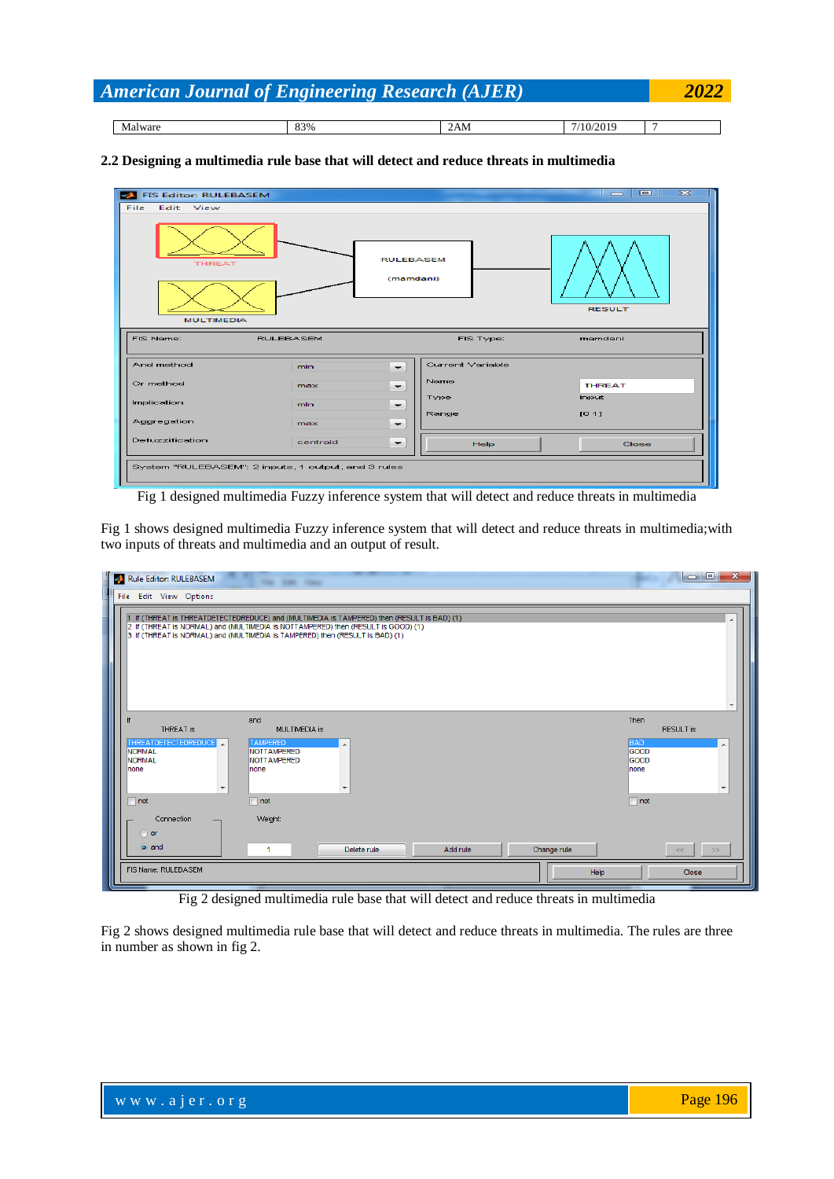| Malware | 83% | 2AM | 7/10/2019 | 7 |
|---|---|---|---|---|

**2.2 Designing a multimedia rule base that will detect and reduce threats in multimedia**

Fig 1 designed multimedia Fuzzy inference system that will detect and reduce threats in multimedia

Fig 1 shows designed multimedia Fuzzy inference system that will detect and reduce threats in multimedia;with two inputs of threats and multimedia and an output of result.

Fig 2 designed multimedia rule base that will detect and reduce threats in multimedia

Fig 2 shows designed multimedia rule base that will detect and reduce threats in multimedia. The rules are three in number as shown in fig 2.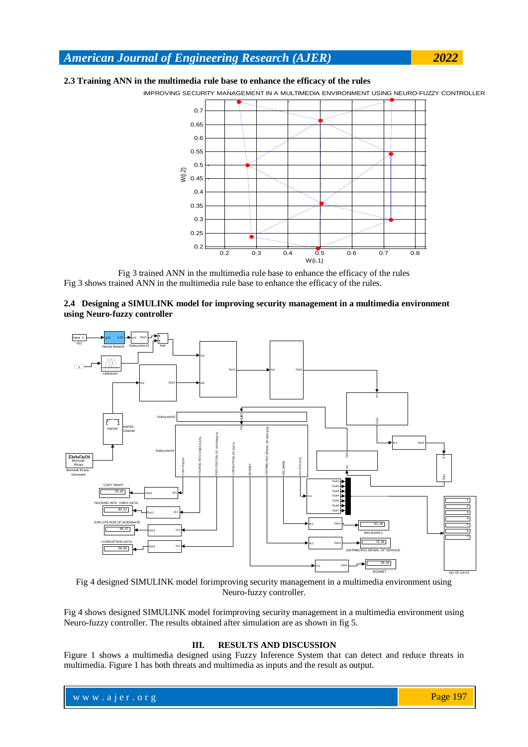### 2.3 Training ANN in the multimedia rule base to enhance the efficacy of the rules

Fig 3 trained ANN in the multimedia rule base to enhance the efficacy of the rules

Fig 3 shows trained ANN in the multimedia rule base to enhance the efficacy of the rules.

### 2.4 Designing a SIMULINK model for improving security management in a multimedia environment using Neuro-fuzzy controller

Fig 4 designed SIMULINK model forimproving security management in a multimedia environment using Neuro-fuzzy controller.

Fig 4 shows designed SIMULINK model forimproving security management in a multimedia environment using Neuro-fuzzy controller. The results obtained after simulation are as shown in fig 5.

## III. RESULTS AND DISCUSSION

Figure 1 shows a multimedia designed using Fuzzy Inference System that can detect and reduce threats in multimedia. Figure 1 has both threats and multimedia as inputs and the result as output.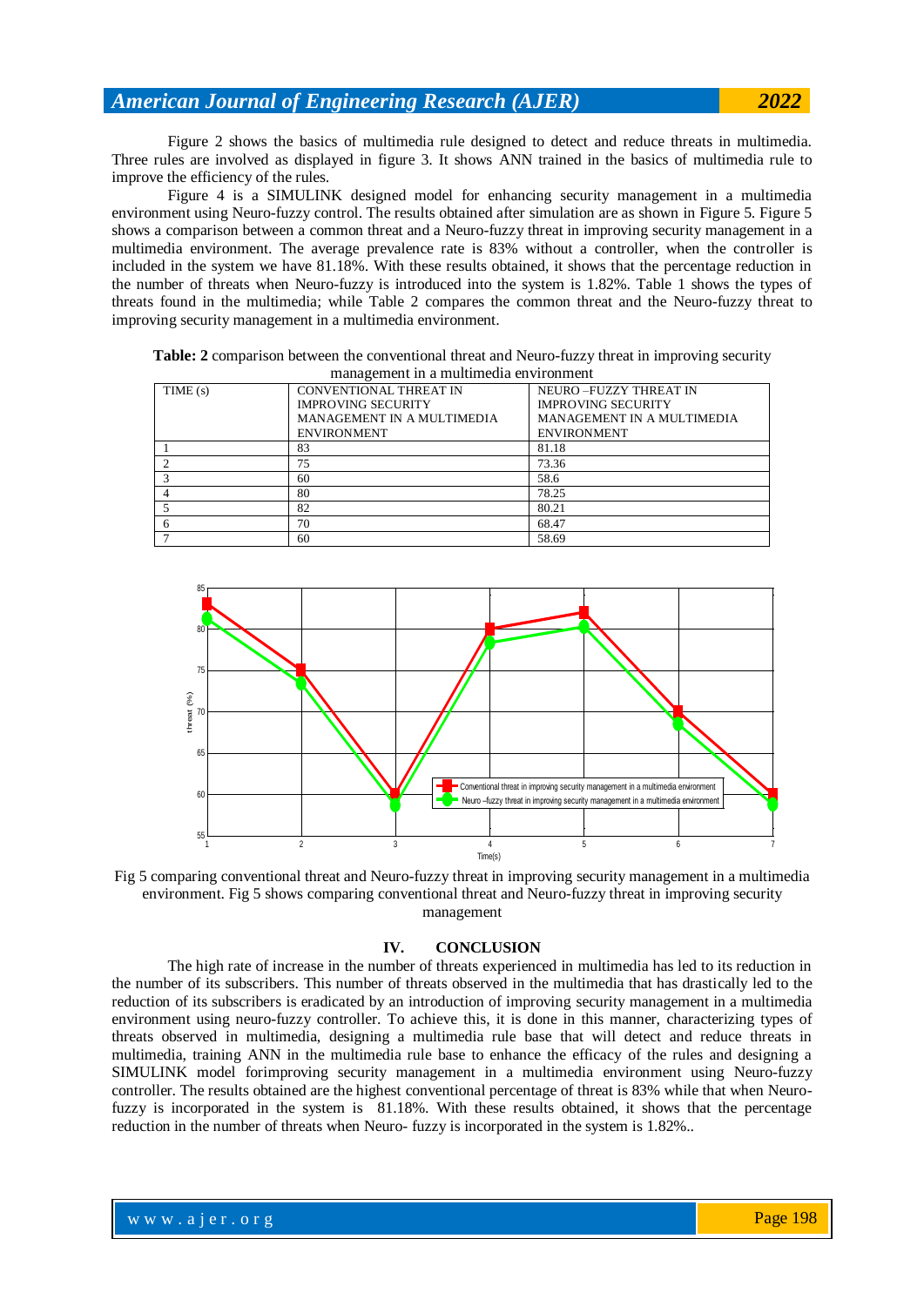Figure 2 shows the basics of multimedia rule designed to detect and reduce threats in multimedia. Three rules are involved as displayed in figure 3. It shows ANN trained in the basics of multimedia rule to improve the efficiency of the rules.

Figure 4 is a SIMULINK designed model for enhancing security management in a multimedia environment using Neuro-fuzzy control. The results obtained after simulation are as shown in Figure 5. Figure 5 shows a comparison between a common threat and a Neuro-fuzzy threat in improving security management in a multimedia environment. The average prevalence rate is 83% without a controller, when the controller is included in the system we have 81.18%. With these results obtained, it shows that the percentage reduction in the number of threats when Neuro-fuzzy is introduced into the system is 1.82%. Table 1 shows the types of threats found in the multimedia; while Table 2 compares the common threat and the Neuro-fuzzy threat to improving security management in a multimedia environment.

**Table: 2** comparison between the conventional threat and Neuro-fuzzy threat in improving security management in a multimedia environment

| TIME (s) | CONVENTIONAL THREAT IN IMPROVING SECURITY MANAGEMENT IN A MULTIMEDIA ENVIRONMENT | NEURO –FUZZY THREAT IN IMPROVING SECURITY MANAGEMENT IN A MULTIMEDIA ENVIRONMENT |
|---|---|---|
| 1 | 83 | 81.18 |
| 2 | 75 | 73.36 |
| 3 | 60 | 58.6 |
| 4 | 80 | 78.25 |
| 5 | 82 | 80.21 |
| 6 | 70 | 68.47 |
| 7 | 60 | 58.69 |

Fig 5 comparing conventional threat and Neuro-fuzzy threat in improving security management in a multimedia environment. Fig 5 shows comparing conventional threat and Neuro-fuzzy threat in improving security management

## IV. CONCLUSION

The high rate of increase in the number of threats experienced in multimedia has led to its reduction in the number of its subscribers. This number of threats observed in the multimedia that has drastically led to the reduction of its subscribers is eradicated by an introduction of improving security management in a multimedia environment using neuro-fuzzy controller. To achieve this, it is done in this manner, characterizing types of threats observed in multimedia, designing a multimedia rule base that will detect and reduce threats in multimedia, training ANN in the multimedia rule base to enhance the efficacy of the rules and designing a SIMULINK model forimproving security management in a multimedia environment using Neuro-fuzzy controller. The results obtained are the highest conventional percentage of threat is 83% while that when Neuro-fuzzy is incorporated in the system is 81.18%. With these results obtained, it shows that the percentage reduction in the number of threats when Neuro- fuzzy is incorporated in the system is 1.82%..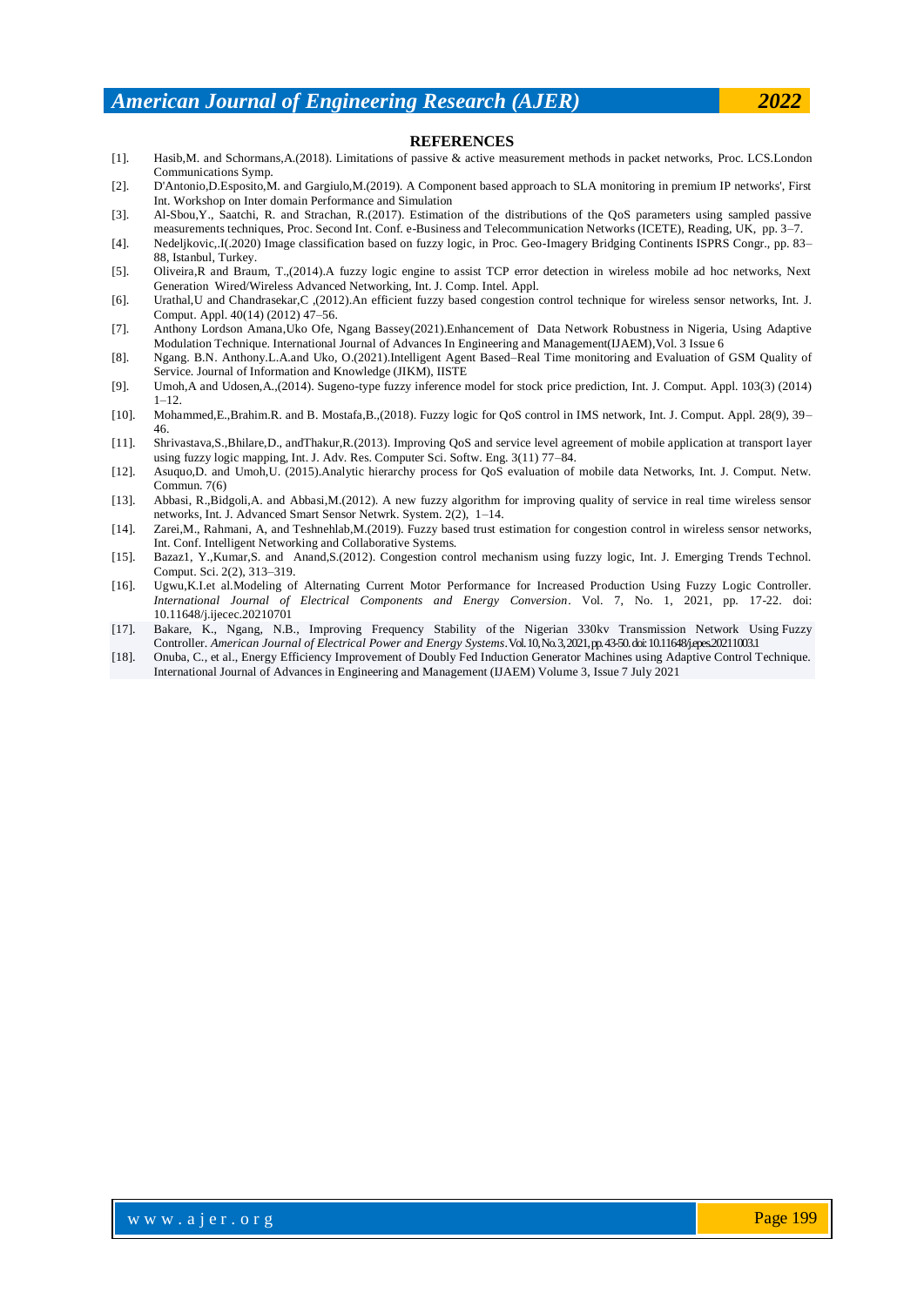## REFERENCES

[1]. Hasib,M. and Schormans,A.(2018). Limitations of passive & active measurement methods in packet networks, Proc. LCS.London Communications Symp.

[2]. D'Antonio,D.Esposito,M. and Gargiulo,M.(2019). A Component based approach to SLA monitoring in premium IP networks', First Int. Workshop on Inter domain Performance and Simulation

[3]. Al-Sbou,Y., Saatchi, R. and Strachan, R.(2017). Estimation of the distributions of the QoS parameters using sampled passive measurements techniques, Proc. Second Int. Conf. e-Business and Telecommunication Networks (ICETE), Reading, UK, pp. 3–7.

[4]. Nedeljkovic,.I(.2020) Image classification based on fuzzy logic, in Proc. Geo-Imagery Bridging Continents ISPRS Congr., pp. 83–88, Istanbul, Turkey.

[5]. Oliveira,R and Braum, T.,(2014).A fuzzy logic engine to assist TCP error detection in wireless mobile ad hoc networks, Next Generation Wired/Wireless Advanced Networking, Int. J. Comp. Intel. Appl.

[6]. Urathal,U and Chandrasekar,C ,(2012).An efficient fuzzy based congestion control technique for wireless sensor networks, Int. J. Comput. Appl. 40(14) (2012) 47–56.

[7]. Anthony Lordson Amana,Uko Ofe, Ngang Bassey(2021).Enhancement of Data Network Robustness in Nigeria, Using Adaptive Modulation Technique. International Journal of Advances In Engineering and Management(IJAEM),Vol. 3 Issue 6

[8]. Ngang. B.N. Anthony.L.A.and Uko, O.(2021).Intelligent Agent Based–Real Time monitoring and Evaluation of GSM Quality of Service. Journal of Information and Knowledge (JIKM), IISTE

[9]. Umoh,A and Udosen,A.,(2014). Sugeno-type fuzzy inference model for stock price prediction, Int. J. Comput. Appl. 103(3) (2014) 1–12.

[10]. Mohammed,E.,Brahim.R. and B. Mostafa,B.,(2018). Fuzzy logic for QoS control in IMS network, Int. J. Comput. Appl. 28(9), 39–46.

[11]. Shrivastava,S.,Bhilare,D., andThakur,R.(2013). Improving QoS and service level agreement of mobile application at transport layer using fuzzy logic mapping, Int. J. Adv. Res. Computer Sci. Softw. Eng. 3(11) 77–84.

[12]. Asuquo,D. and Umoh,U. (2015).Analytic hierarchy process for QoS evaluation of mobile data Networks, Int. J. Comput. Netw. Commun. 7(6)

[13]. Abbasi, R.,Bidgoli,A. and Abbasi,M.(2012). A new fuzzy algorithm for improving quality of service in real time wireless sensor networks, Int. J. Advanced Smart Sensor Netwrk. System. 2(2), 1–14.

[14]. Zarei,M., Rahmani, A, and Teshnehlab,M.(2019). Fuzzy based trust estimation for congestion control in wireless sensor networks, Int. Conf. Intelligent Networking and Collaborative Systems.

[15]. Bazaz1, Y.,Kumar,S. and Anand,S.(2012). Congestion control mechanism using fuzzy logic, Int. J. Emerging Trends Technol. Comput. Sci. 2(2), 313–319.

[16]. Ugwu,K.I.et al.Modeling of Alternating Current Motor Performance for Increased Production Using Fuzzy Logic Controller. *International Journal of Electrical Components and Energy Conversion*. Vol. 7, No. 1, 2021, pp. 17-22. doi: 10.11648/j.ijecec.20210701

[17]. Bakare, K., Ngang, N.B., Improving Frequency Stability of the Nigerian 330kv Transmission Network Using Fuzzy Controller. *American Journal of Electrical Power and Energy Systems*. Vol. 10, No. 3, 2021, pp. 43-50. doi: 10.11648/j.epes.20211003.1

[18]. Onuba, C., et al., Energy Efficiency Improvement of Doubly Fed Induction Generator Machines using Adaptive Control Technique. International Journal of Advances in Engineering and Management (IJAEM) Volume 3, Issue 7 July 2021